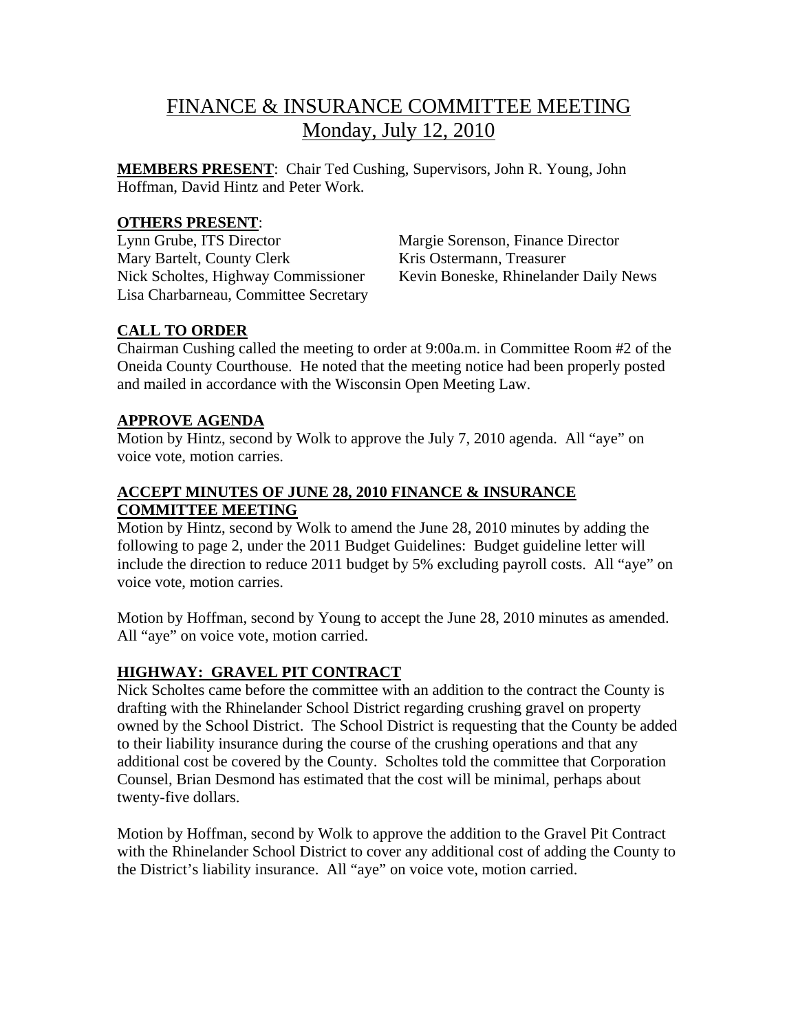# FINANCE & INSURANCE COMMITTEE MEETING
## Monday, July 12, 2010

**MEMBERS PRESENT**: Chair Ted Cushing, Supervisors, John R. Young, John Hoffman, David Hintz and Peter Work.

**OTHERS PRESENT**:

Lynn Grube, ITS Director
Mary Bartelt, County Clerk
Nick Scholtes, Highway Commissioner
Lisa Charbarneau, Committee Secretary
Margie Sorenson, Finance Director
Kris Ostermann, Treasurer
Kevin Boneske, Rhinelander Daily News

**CALL TO ORDER**

Chairman Cushing called the meeting to order at 9:00a.m. in Committee Room #2 of the Oneida County Courthouse. He noted that the meeting notice had been properly posted and mailed in accordance with the Wisconsin Open Meeting Law.

**APPROVE AGENDA**

Motion by Hintz, second by Wolk to approve the July 7, 2010 agenda. All "aye" on voice vote, motion carries.

**ACCEPT MINUTES OF JUNE 28, 2010 FINANCE & INSURANCE COMMITTEE MEETING**

Motion by Hintz, second by Wolk to amend the June 28, 2010 minutes by adding the following to page 2, under the 2011 Budget Guidelines: Budget guideline letter will include the direction to reduce 2011 budget by 5% excluding payroll costs. All "aye" on voice vote, motion carries.

Motion by Hoffman, second by Young to accept the June 28, 2010 minutes as amended. All "aye" on voice vote, motion carried.

**HIGHWAY: GRAVEL PIT CONTRACT**

Nick Scholtes came before the committee with an addition to the contract the County is drafting with the Rhinelander School District regarding crushing gravel on property owned by the School District. The School District is requesting that the County be added to their liability insurance during the course of the crushing operations and that any additional cost be covered by the County. Scholtes told the committee that Corporation Counsel, Brian Desmond has estimated that the cost will be minimal, perhaps about twenty-five dollars.

Motion by Hoffman, second by Wolk to approve the addition to the Gravel Pit Contract with the Rhinelander School District to cover any additional cost of adding the County to the District's liability insurance. All "aye" on voice vote, motion carried.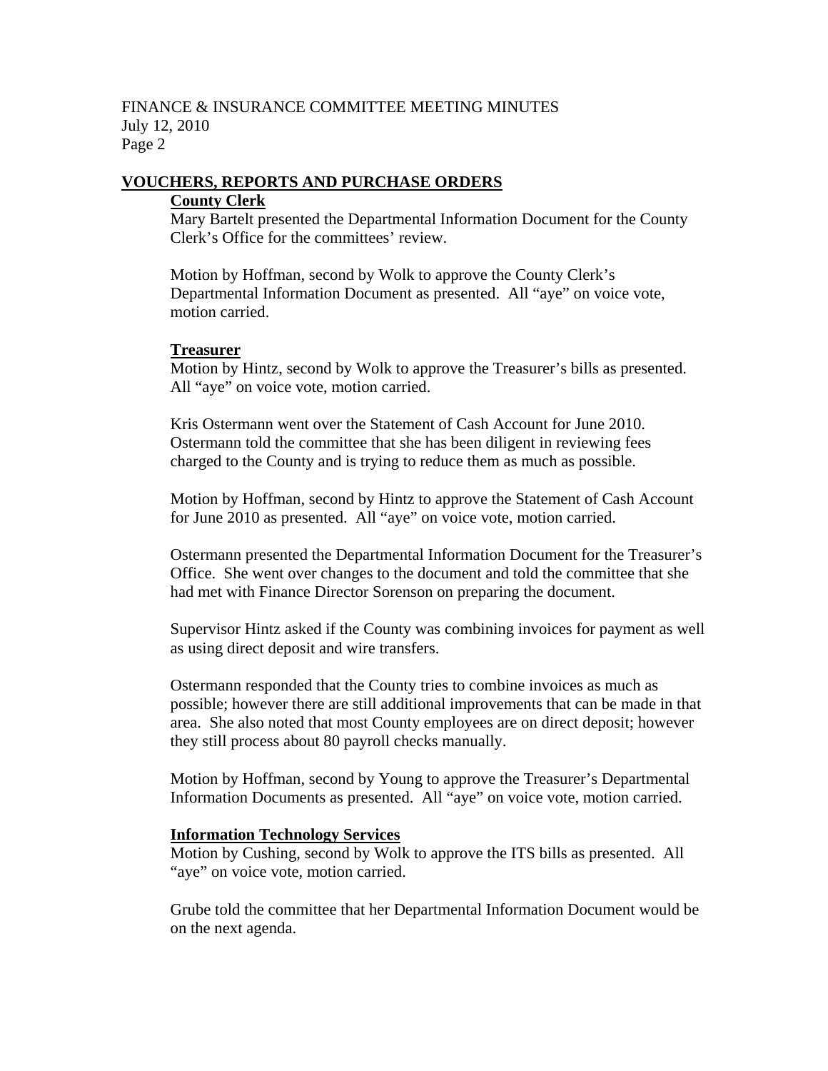## VOUCHERS, REPORTS AND PURCHASE ORDERS

### County Clerk

Mary Bartelt presented the Departmental Information Document for the County Clerk's Office for the committees' review.

Motion by Hoffman, second by Wolk to approve the County Clerk's Departmental Information Document as presented. All "aye" on voice vote, motion carried.

### Treasurer

Motion by Hintz, second by Wolk to approve the Treasurer's bills as presented. All "aye" on voice vote, motion carried.

Kris Ostermann went over the Statement of Cash Account for June 2010. Ostermann told the committee that she has been diligent in reviewing fees charged to the County and is trying to reduce them as much as possible.

Motion by Hoffman, second by Hintz to approve the Statement of Cash Account for June 2010 as presented. All "aye" on voice vote, motion carried.

Ostermann presented the Departmental Information Document for the Treasurer's Office. She went over changes to the document and told the committee that she had met with Finance Director Sorenson on preparing the document.

Supervisor Hintz asked if the County was combining invoices for payment as well as using direct deposit and wire transfers.

Ostermann responded that the County tries to combine invoices as much as possible; however there are still additional improvements that can be made in that area. She also noted that most County employees are on direct deposit; however they still process about 80 payroll checks manually.

Motion by Hoffman, second by Young to approve the Treasurer's Departmental Information Documents as presented. All "aye" on voice vote, motion carried.

### Information Technology Services

Motion by Cushing, second by Wolk to approve the ITS bills as presented. All "aye" on voice vote, motion carried.

Grube told the committee that her Departmental Information Document would be on the next agenda.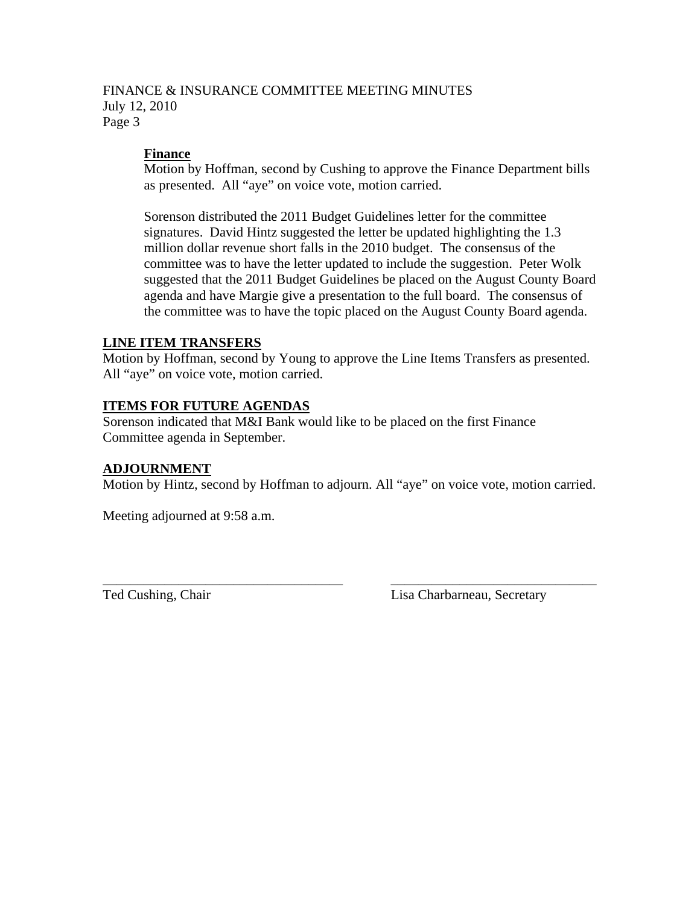**Finance**

Motion by Hoffman, second by Cushing to approve the Finance Department bills as presented. All "aye" on voice vote, motion carried.

Sorenson distributed the 2011 Budget Guidelines letter for the committee signatures. David Hintz suggested the letter be updated highlighting the 1.3 million dollar revenue short falls in the 2010 budget. The consensus of the committee was to have the letter updated to include the suggestion. Peter Wolk suggested that the 2011 Budget Guidelines be placed on the August County Board agenda and have Margie give a presentation to the full board. The consensus of the committee was to have the topic placed on the August County Board agenda.

## LINE ITEM TRANSFERS

Motion by Hoffman, second by Young to approve the Line Items Transfers as presented. All "aye" on voice vote, motion carried.

## ITEMS FOR FUTURE AGENDAS

Sorenson indicated that M&I Bank would like to be placed on the first Finance Committee agenda in September.

## ADJOURNMENT

Motion by Hintz, second by Hoffman to adjourn. All "aye" on voice vote, motion carried.

Meeting adjourned at 9:58 a.m.

\_\_\_\_\_\_\_\_\_\_\_\_\_\_\_\_\_\_\_\_\_\_\_\_\_\_\_\_\_\_\_\_\_\_\_\_
Ted Cushing, Chair

\_\_\_\_\_\_\_\_\_\_\_\_\_\_\_\_\_\_\_\_\_\_\_\_\_\_\_\_\_\_\_\_\_
Lisa Charbarneau, Secretary